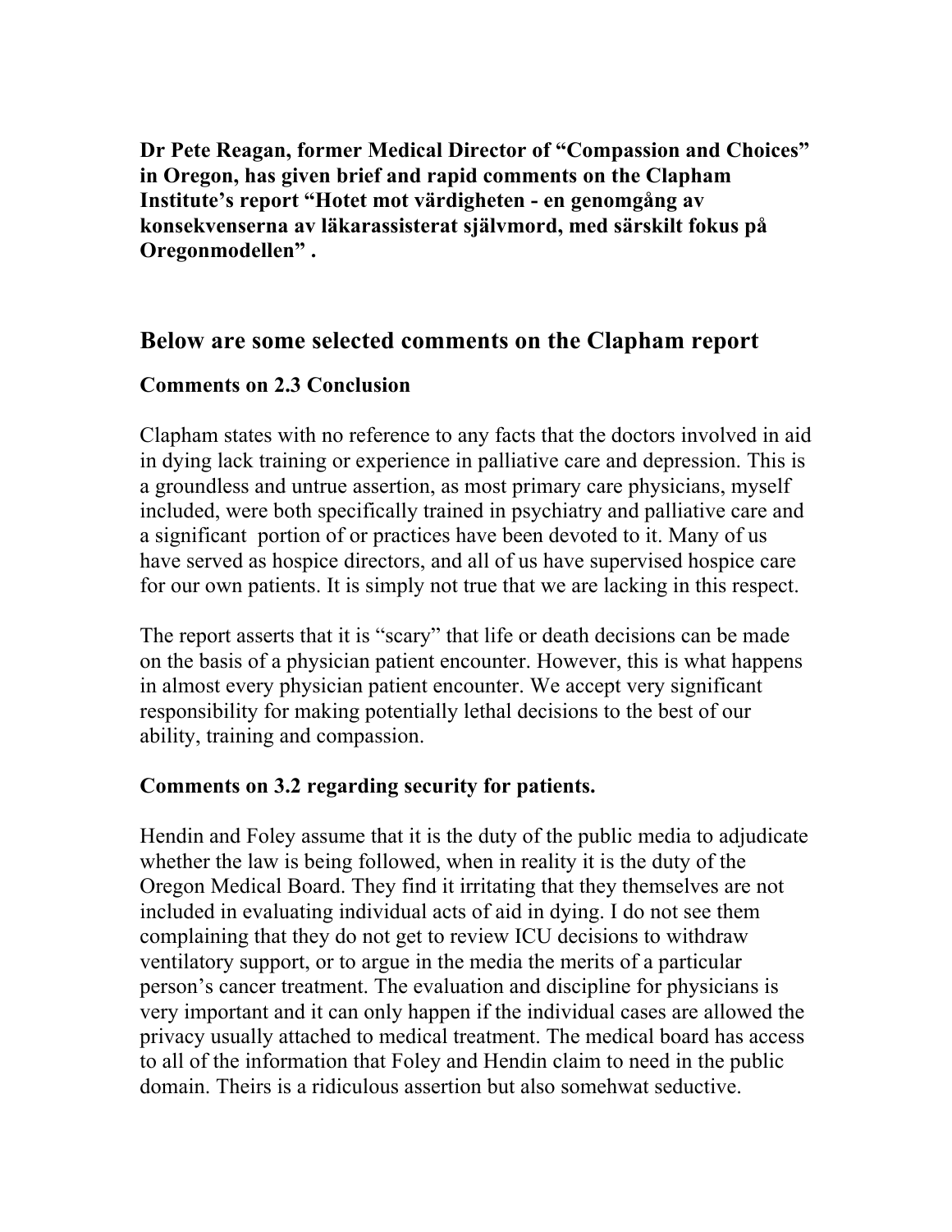**Dr Pete Reagan, former Medical Director of "Compassion and Choices" in Oregon, has given brief and rapid comments on the Clapham Institute's report "Hotet mot värdigheten - en genomgång av konsekvenserna av läkarassisterat självmord, med särskilt fokus på Oregonmodellen" .**

## Below are some selected comments on the Clapham report

### Comments on 2.3 Conclusion

Clapham states with no reference to any facts that the doctors involved in aid in dying lack training or experience in palliative care and depression. This is a groundless and untrue assertion, as most primary care physicians, myself included, were both specifically trained in psychiatry and palliative care and a significant portion of or practices have been devoted to it. Many of us have served as hospice directors, and all of us have supervised hospice care for our own patients. It is simply not true that we are lacking in this respect.

The report asserts that it is "scary" that life or death decisions can be made on the basis of a physician patient encounter. However, this is what happens in almost every physician patient encounter. We accept very significant responsibility for making potentially lethal decisions to the best of our ability, training and compassion.

### Comments on 3.2 regarding security for patients.

Hendin and Foley assume that it is the duty of the public media to adjudicate whether the law is being followed, when in reality it is the duty of the Oregon Medical Board. They find it irritating that they themselves are not included in evaluating individual acts of aid in dying. I do not see them complaining that they do not get to review ICU decisions to withdraw ventilatory support, or to argue in the media the merits of a particular person's cancer treatment. The evaluation and discipline for physicians is very important and it can only happen if the individual cases are allowed the privacy usually attached to medical treatment. The medical board has access to all of the information that Foley and Hendin claim to need in the public domain. Theirs is a ridiculous assertion but also somehwat seductive.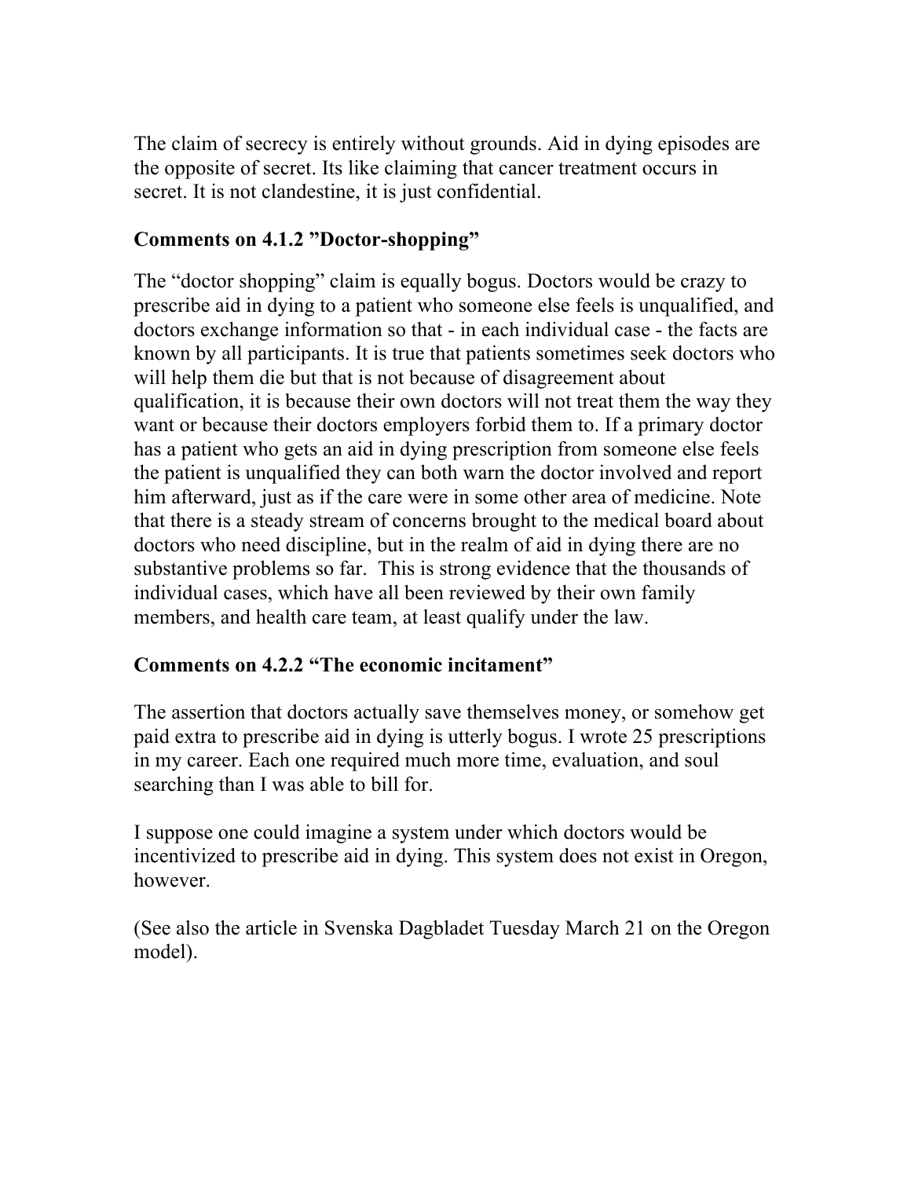The claim of secrecy is entirely without grounds. Aid in dying episodes are the opposite of secret. Its like claiming that cancer treatment occurs in secret. It is not clandestine, it is just confidential.

**Comments on 4.1.2 ”Doctor-shopping”**

The “doctor shopping” claim is equally bogus. Doctors would be crazy to prescribe aid in dying to a patient who someone else feels is unqualified, and doctors exchange information so that - in each individual case - the facts are known by all participants. It is true that patients sometimes seek doctors who will help them die but that is not because of disagreement about qualification, it is because their own doctors will not treat them the way they want or because their doctors employers forbid them to. If a primary doctor has a patient who gets an aid in dying prescription from someone else feels the patient is unqualified they can both warn the doctor involved and report him afterward, just as if the care were in some other area of medicine. Note that there is a steady stream of concerns brought to the medical board about doctors who need discipline, but in the realm of aid in dying there are no substantive problems so far. This is strong evidence that the thousands of individual cases, which have all been reviewed by their own family members, and health care team, at least qualify under the law.

**Comments on 4.2.2 “The economic incitament”**

The assertion that doctors actually save themselves money, or somehow get paid extra to prescribe aid in dying is utterly bogus. I wrote 25 prescriptions in my career. Each one required much more time, evaluation, and soul searching than I was able to bill for.

I suppose one could imagine a system under which doctors would be incentivized to prescribe aid in dying. This system does not exist in Oregon, however.

(See also the article in Svenska Dagbladet Tuesday March 21 on the Oregon model).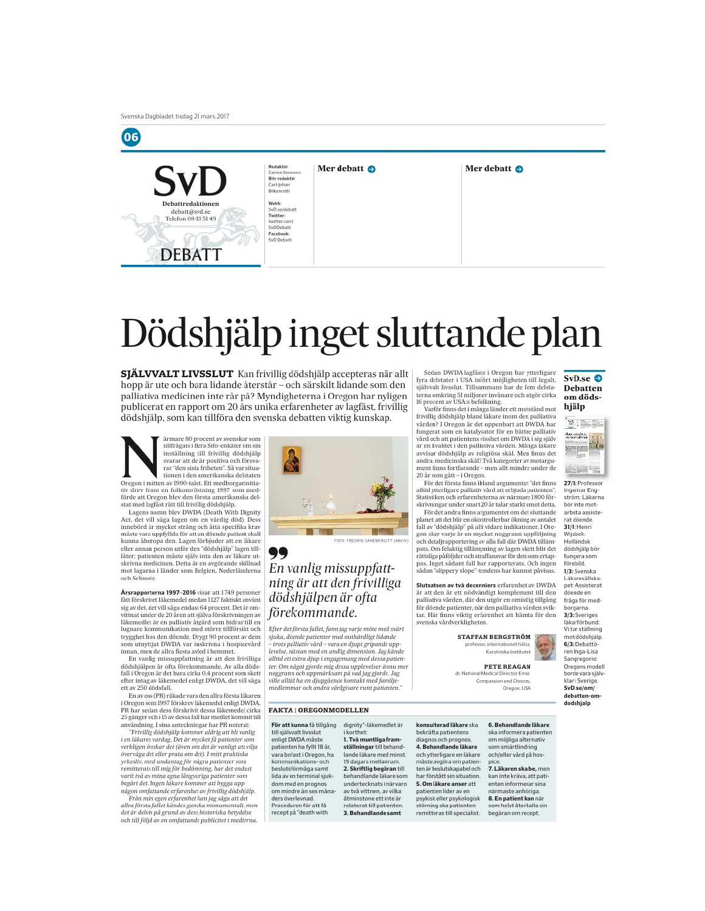# Dödshjälp inget sluttande plan

**SJÄLVVALT LIVSSLUT** Kan frivillig dödshjälp accepteras när allt hopp är ute och bara lidande återstår – och särskilt lidande som den palliativa medicinen inte rår på? Myndigheterna i Oregon har nyligen publicerat en rapport om 20 års unika erfarenheter av lagfäst, frivillig dödshjälp, som kan tillföra den svenska debatten viktig kunskap.

Närmare 80 procent av svenskar som tillfrågats i flera Sifo-enkäter om sin inställning till frivillig dödshjälp svarar att de är positiva och försvarar "den sista friheten". Så var situationen i den amerikanska delstaten Oregon i mitten av 1990-talet. Ett medborgarinitiativ drev fram en folkomröstning 1997 som medförde att Oregon blev den första amerikanska delstat med lagfäst rätt till frivillig dödshjälp.

Lagens namn blev DWDA (Death With Dignity Act, det vill säga lagen om en värdig död). Dess innebörd är mycket sträng och åtta specifika krav måste vara uppfyllda för att en döende patient skall kunna åberopa den. Lagen förbjuder att en läkare eller annan person utför den "dödshjälp" lagen tillåter; patienten måste själv inta den av läkare utskrivna medicinen. Detta är en avgörande skillnad mot lagarna i länder som Belgien, Nederländerna och Schweiz.

**Årsrapporterna 1997–2016** visar att 1749 personer fått förskrivet läkemedel medan 1127 faktiskt använt sig av det, det vill säga endast 64 procent. Det är omvittnat under de 20 åren att själva förskrivningen av läkemedlet är en palliativ åtgärd som bidrar till en lugnare kommunikation med större tillförsikt och trygghet hos den döende. Drygt 90 procent av dem som utnyttjat DWDA var inskrivna i hospicevård innan, men de allra flesta avled i hemmet.

En vanlig missuppfattning är att den frivilliga dödshjälpen är ofta förekommande. Av alla dödsfall i Oregon är det bara cirka 0,4 procent som skett efter intag av läkemedel enligt DWDA, det vill säga ett av 250 dödsfall.

En av oss (PR) råkade vara den allra första läkaren i Oregon som 1997 förskrev läkemedel enligt DWDA. PR har sedan dess förskrivit dessa läkemedel cirka 25 gånger och i 15 av dessa fall har medlet kommit till användning. I sina anteckningar har PR noterat:

*"Frivillig dödshjälp kommer aldrig att bli vanlig i en läkares vardag. Det är mycket få patienter som verkligen önskar det (även om det är vanligt att vilja överväga det eller prata om det). I mitt praktiska yrkesliv, med undantag för några patienter som remitterats till mig för bedömning, har det endast varit två av mina egna långvariga patienter som begärt det. Ingen läkare kommer att bygga upp någon omfattande erfarenhet av frivillig dödshjälp.*

*Från min egen erfarenhet kan jag säga att det allra första fallet kändes ganska monumentalt, men det är delvis på grund av dess historiska betydelse och till följd av en omfattande publicitet i medierna.*

FOTO: FREDRIK SANDBERG/TT (ARKIV)

> *En vanlig missuppfattning är att den frivilliga dödshjälpen är ofta förekommande.*

*Efter det första fallet, fann jag varje möte med svårt sjuka, döende patienter med outhärdligt lidande – trots palliativ vård – vara en djupt gripande upplevelse, nästan med en andlig dimension. Jag kände alltid ett extra djup i engagemang med dessa patienter. Om något gjorde mig dessa upplevelser ännu mer noggrann och uppmärksam på vad jag gjorde. Jag ville alltid ha en djupgående kontakt med familjemedlemmar och andra vårdgivare runt patienten."*

Sedan DWDA lagfästs i Oregon har ytterligare fyra delstater i USA infört möjligheten till legalt, självvalt livsslut. Tillsammans har de fem delstaterna omkring 51 miljoner invånare och utgör cirka 16 procent av USA:s befolkning.

Varför finns det i många länder ett motstånd mot frivillig dödshjälp bland läkare inom den palliativa vården? I Oregon är det uppenbart att DWDA har fungerat som en katalysator för en bättre palliativ vård och att patientens visshet om DWDA i sig själv är en kvalitet i den palliativa vården. Många läkare avvisar dödshjälp av religiösa skäl. Men finns det andra, medicinska skäl? Två kategorier av motargument finns fortfarande – men allt mindre under de 20 år som gått – i Oregon.

För det första finns ibland argumentet "det finns alltid ytterligare palliativ vård att erbjuda patienten". Statistiken och erfarenheterna av närmare 1800 förskrivningar under snart 20 år talar starkt emot detta.

För det andra finns argumentet om det sluttande planet att det blir en okontrollerbar ökning av antalet fall av "dödshjälp" på allt vidare indikationer. I Oregon sker varje år en mycket noggrann uppföljning och detaljrapportering av alla fall där DWDA tillämpats. Om felaktig tillämpning av lagen skett blir det rättsliga påföljder och straffansvar för den som ertappas. Inget sådant fall har rapporterats. Och ingen sådan "slippery slope"-tendens har kunnat påvisas.

**Slutsatsen av två decenniers** erfarenhet av DWDA är att den är ett nödvändigt komplement till den palliativa vården, där den utgör en omistlig tillgång för döende patienter, när den palliativa vården sviktar. Här finns viktig erfarenhet att hämta för den svenska vårdverkligheten.

**STAFFAN BERGSTRÖM**
professor, internationell hälsa, Karolinska Institutet

**PETE REAGAN**
dr, National Medical Director Emer. Compassion and Choices, Oregon, USA

## FAKTA | OREGONMODELLEN

**För att kunna** få tillgång till självvalt livsslut enligt DWDA måste patienten ha fyllt 18 år, vara bofast i Oregon, ha kommunikations- och beslutsförmåga samt lida av en terminal sjukdom med en prognos om mindre än sex månaders överlevnad. Proceduren för att få recept på "death with dignity"-läkemedlet är i korthet:

1. **Två muntliga framställningar** till behandlande läkare med minst 15 dagars mellanrum.
2. **Skriftlig begäran** till behandlande läkare som undertecknats i närvaro av två vittnen, av vilka åtminstone ett inte är relaterat till patienten.
3. **Behandlande samt konsulterad läkare** ska bekräfta patientens diagnos och prognos.
4. **Behandlande läkare** och ytterligare en läkare måste avgöra om patienten är beslutskapabel och har förstått sin situation.
5. **Om läkare anser** att patienten lider av en psykisk eller psykologisk störning ska patienten remitteras till specialist.
6. **Behandlande läkare** ska informera patienten om möjliga alternativ som smärtlindring och/eller vård på hospice.
7. **Läkaren skall,** men kan inte kräva, att patienten informerar sina närmaste anhöriga.
8. **En patient kan** när som helst återkalla sin begäran om recept.

**SvD.se** **Debatten om dödshjälp**

**27/1:** Professor Ingemar Engström: Läkarna bör inte motarbeta assisterat döende.
**5/1:** Henri Wijsbek: Holländsk dödshjälp bör fungera som förebild.
**1/3:** Svenska Läkaresällskapet: Assisterat döende en fråga för medborgarna.
**3/3:** Sveriges läkarförbund: Vi tar ställning mot dödshjälp.
**6/3:** Debattören Inga-Lisa Sangregorio: Oregons modell borde vara självklar i Sverige.
**SvD.se/om/debatten-om-dodshjalp**